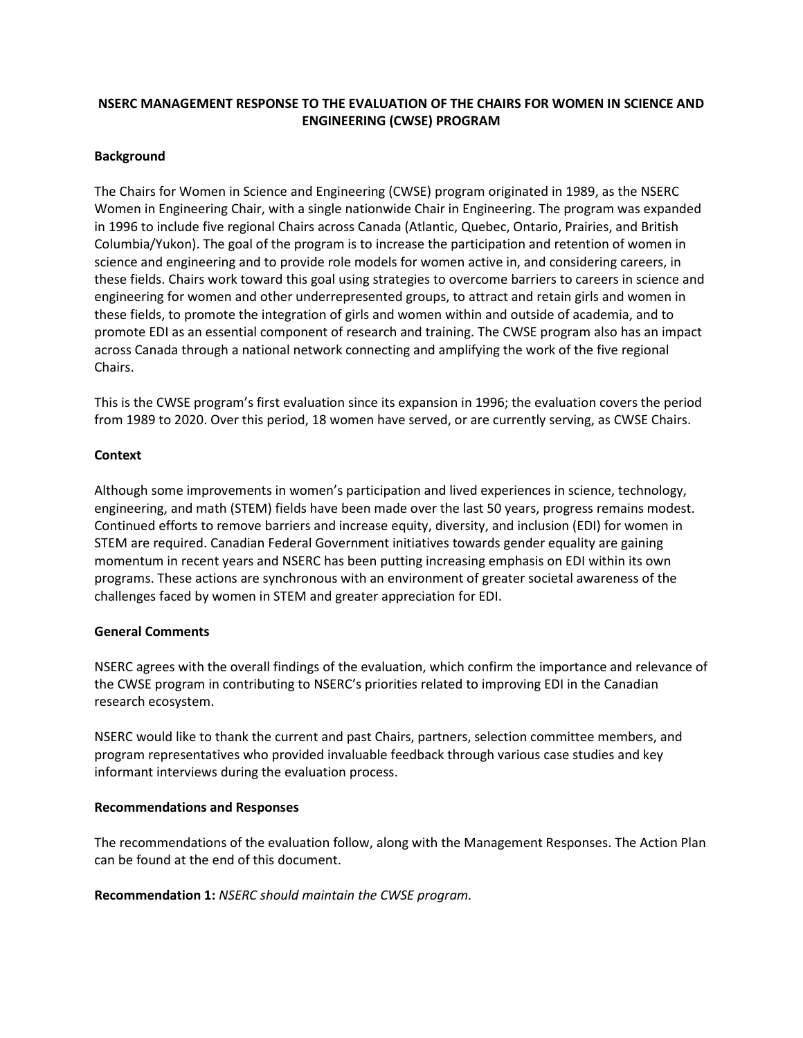# NSERC MANAGEMENT RESPONSE TO THE EVALUATION OF THE CHAIRS FOR WOMEN IN SCIENCE AND ENGINEERING (CWSE) PROGRAM

## Background

The Chairs for Women in Science and Engineering (CWSE) program originated in 1989, as the NSERC Women in Engineering Chair, with a single nationwide Chair in Engineering. The program was expanded in 1996 to include five regional Chairs across Canada (Atlantic, Quebec, Ontario, Prairies, and British Columbia/Yukon). The goal of the program is to increase the participation and retention of women in science and engineering and to provide role models for women active in, and considering careers, in these fields. Chairs work toward this goal using strategies to overcome barriers to careers in science and engineering for women and other underrepresented groups, to attract and retain girls and women in these fields, to promote the integration of girls and women within and outside of academia, and to promote EDI as an essential component of research and training. The CWSE program also has an impact across Canada through a national network connecting and amplifying the work of the five regional Chairs.

This is the CWSE program's first evaluation since its expansion in 1996; the evaluation covers the period from 1989 to 2020. Over this period, 18 women have served, or are currently serving, as CWSE Chairs.

## Context

Although some improvements in women's participation and lived experiences in science, technology, engineering, and math (STEM) fields have been made over the last 50 years, progress remains modest. Continued efforts to remove barriers and increase equity, diversity, and inclusion (EDI) for women in STEM are required. Canadian Federal Government initiatives towards gender equality are gaining momentum in recent years and NSERC has been putting increasing emphasis on EDI within its own programs. These actions are synchronous with an environment of greater societal awareness of the challenges faced by women in STEM and greater appreciation for EDI.

## General Comments

NSERC agrees with the overall findings of the evaluation, which confirm the importance and relevance of the CWSE program in contributing to NSERC's priorities related to improving EDI in the Canadian research ecosystem.

NSERC would like to thank the current and past Chairs, partners, selection committee members, and program representatives who provided invaluable feedback through various case studies and key informant interviews during the evaluation process.

## Recommendations and Responses

The recommendations of the evaluation follow, along with the Management Responses. The Action Plan can be found at the end of this document.

**Recommendation 1:** *NSERC should maintain the CWSE program.*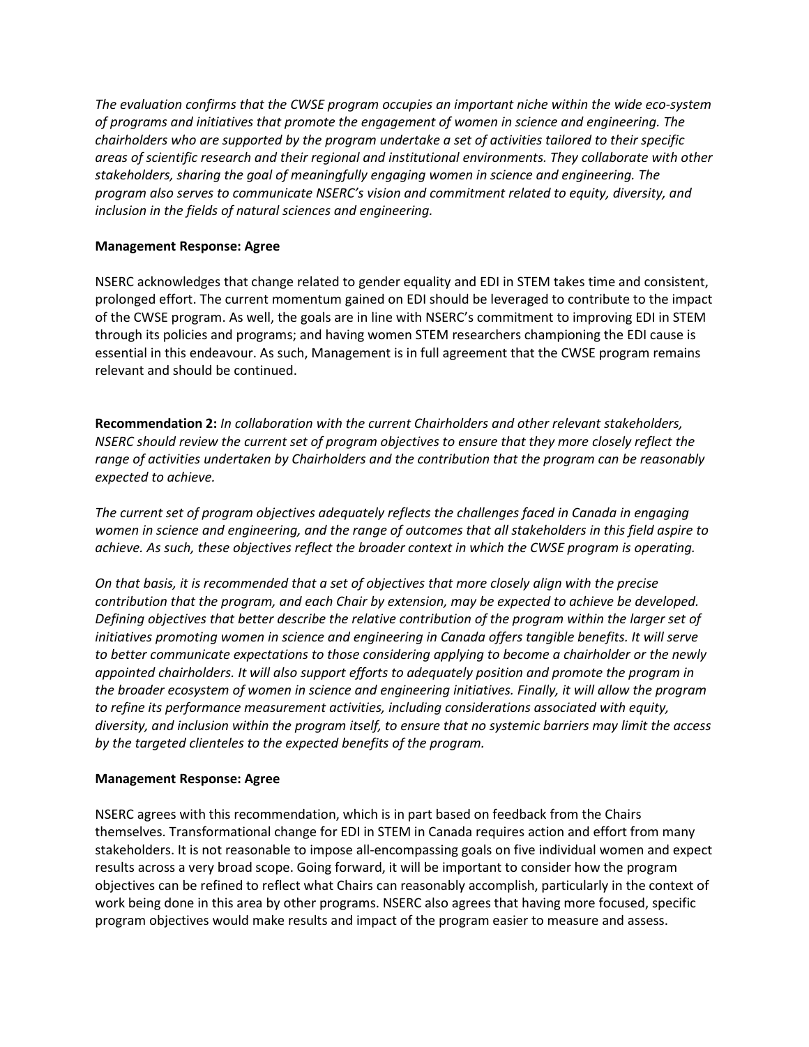*The evaluation confirms that the CWSE program occupies an important niche within the wide eco-system of programs and initiatives that promote the engagement of women in science and engineering. The chairholders who are supported by the program undertake a set of activities tailored to their specific areas of scientific research and their regional and institutional environments. They collaborate with other stakeholders, sharing the goal of meaningfully engaging women in science and engineering. The program also serves to communicate NSERC's vision and commitment related to equity, diversity, and inclusion in the fields of natural sciences and engineering.*

**Management Response: Agree**

NSERC acknowledges that change related to gender equality and EDI in STEM takes time and consistent, prolonged effort. The current momentum gained on EDI should be leveraged to contribute to the impact of the CWSE program. As well, the goals are in line with NSERC's commitment to improving EDI in STEM through its policies and programs; and having women STEM researchers championing the EDI cause is essential in this endeavour. As such, Management is in full agreement that the CWSE program remains relevant and should be continued.

**Recommendation 2:** *In collaboration with the current Chairholders and other relevant stakeholders, NSERC should review the current set of program objectives to ensure that they more closely reflect the range of activities undertaken by Chairholders and the contribution that the program can be reasonably expected to achieve.*

*The current set of program objectives adequately reflects the challenges faced in Canada in engaging women in science and engineering, and the range of outcomes that all stakeholders in this field aspire to achieve. As such, these objectives reflect the broader context in which the CWSE program is operating.*

*On that basis, it is recommended that a set of objectives that more closely align with the precise contribution that the program, and each Chair by extension, may be expected to achieve be developed. Defining objectives that better describe the relative contribution of the program within the larger set of initiatives promoting women in science and engineering in Canada offers tangible benefits. It will serve to better communicate expectations to those considering applying to become a chairholder or the newly appointed chairholders. It will also support efforts to adequately position and promote the program in the broader ecosystem of women in science and engineering initiatives. Finally, it will allow the program to refine its performance measurement activities, including considerations associated with equity, diversity, and inclusion within the program itself, to ensure that no systemic barriers may limit the access by the targeted clienteles to the expected benefits of the program.*

**Management Response: Agree**

NSERC agrees with this recommendation, which is in part based on feedback from the Chairs themselves. Transformational change for EDI in STEM in Canada requires action and effort from many stakeholders. It is not reasonable to impose all-encompassing goals on five individual women and expect results across a very broad scope. Going forward, it will be important to consider how the program objectives can be refined to reflect what Chairs can reasonably accomplish, particularly in the context of work being done in this area by other programs. NSERC also agrees that having more focused, specific program objectives would make results and impact of the program easier to measure and assess.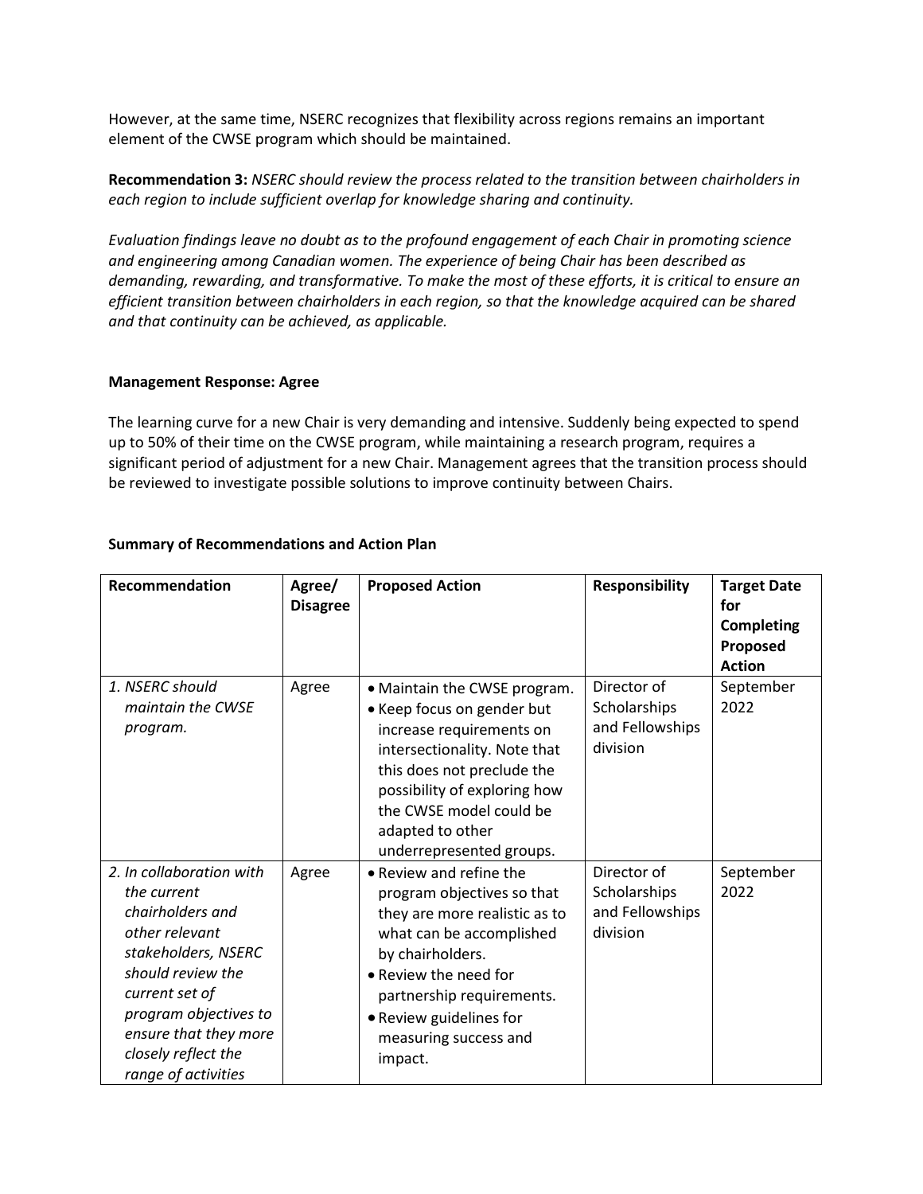However, at the same time, NSERC recognizes that flexibility across regions remains an important element of the CWSE program which should be maintained.

**Recommendation 3:** *NSERC should review the process related to the transition between chairholders in each region to include sufficient overlap for knowledge sharing and continuity.*

*Evaluation findings leave no doubt as to the profound engagement of each Chair in promoting science and engineering among Canadian women. The experience of being Chair has been described as demanding, rewarding, and transformative. To make the most of these efforts, it is critical to ensure an efficient transition between chairholders in each region, so that the knowledge acquired can be shared and that continuity can be achieved, as applicable.*

**Management Response: Agree**

The learning curve for a new Chair is very demanding and intensive. Suddenly being expected to spend up to 50% of their time on the CWSE program, while maintaining a research program, requires a significant period of adjustment for a new Chair. Management agrees that the transition process should be reviewed to investigate possible solutions to improve continuity between Chairs.

**Summary of Recommendations and Action Plan**

| Recommendation | Agree/ Disagree | Proposed Action | Responsibility | Target Date for Completing Proposed Action |
|---|---|---|---|---|
| *1. NSERC should maintain the CWSE program.* | Agree | • Maintain the CWSE program.<br>• Keep focus on gender but increase requirements on intersectionality. Note that this does not preclude the possibility of exploring how the CWSE model could be adapted to other underrepresented groups. | Director of Scholarships and Fellowships division | September 2022 |
| *2. In collaboration with the current chairholders and other relevant stakeholders, NSERC should review the current set of program objectives to ensure that they more closely reflect the range of activities* | Agree | • Review and refine the program objectives so that they are more realistic as to what can be accomplished by chairholders.<br>• Review the need for partnership requirements.<br>• Review guidelines for measuring success and impact. | Director of Scholarships and Fellowships division | September 2022 |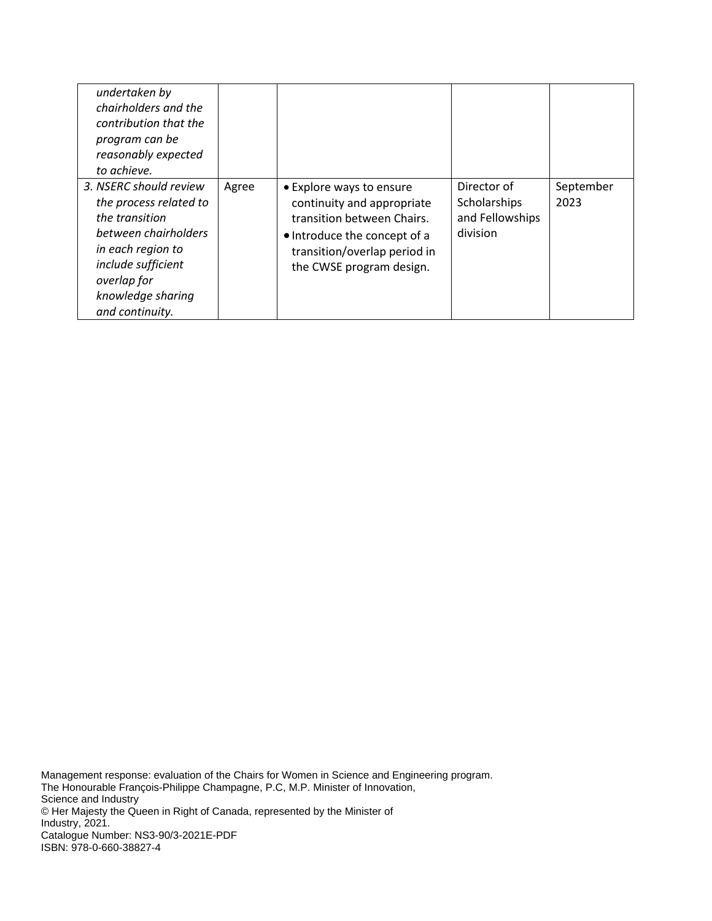| | | | | |
|---|---|---|---|---|
| *undertaken by chairholders and the contribution that the program can be reasonably expected to achieve.* | | | | |
| *3. NSERC should review the process related to the transition between chairholders in each region to include sufficient overlap for knowledge sharing and continuity.* | Agree | • Explore ways to ensure continuity and appropriate transition between Chairs.<br>• Introduce the concept of a transition/overlap period in the CWSE program design. | Director of Scholarships and Fellowships division | September 2023 |

Management response: evaluation of the Chairs for Women in Science and Engineering program.
The Honourable François-Philippe Champagne, P.C, M.P. Minister of Innovation, Science and Industry
© Her Majesty the Queen in Right of Canada, represented by the Minister of Industry, 2021.
Catalogue Number: NS3-90/3-2021E-PDF
ISBN: 978-0-660-38827-4